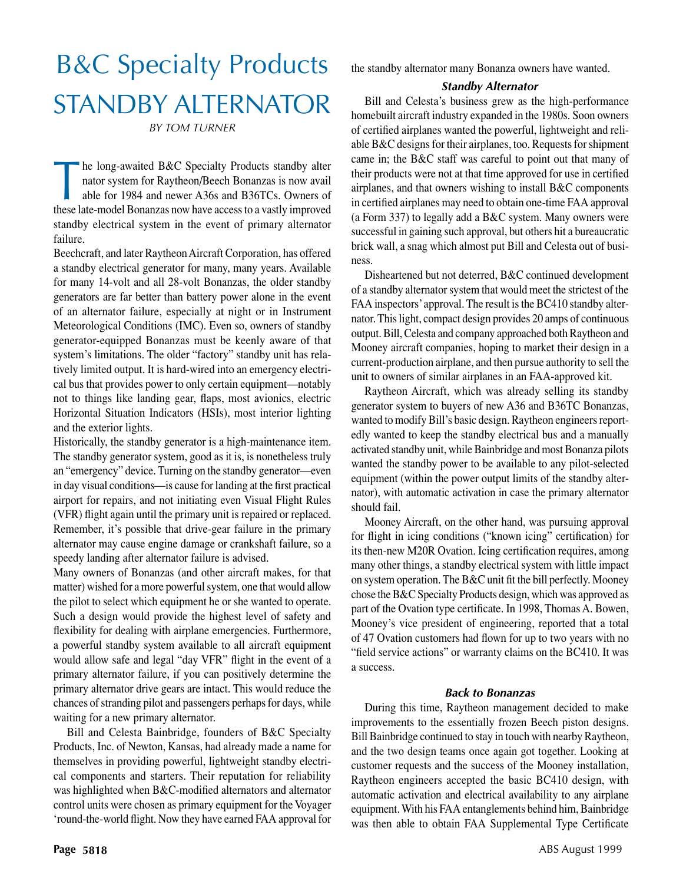# B&C Specialty Products STANDBY ALTERNATOR

*BY TOM TURNER*

The long-awaited B&C Specialty Products standby alternator system for Raytheon/Beech Bonanzas is now available for 1984 and newer A36s and B36TCs. Owners of these late-model Bonanzas now have access to a vastly improved standby electrical system in the event of primary alternator failure.

Beechcraft, and later Raytheon Aircraft Corporation, has offered a standby electrical generator for many, many years. Available for many 14-volt and all 28-volt Bonanzas, the older standby generators are far better than battery power alone in the event of an alternator failure, especially at night or in Instrument Meteorological Conditions (IMC). Even so, owners of standby generator-equipped Bonanzas must be keenly aware of that system's limitations. The older "factory" standby unit has relatively limited output. It is hard-wired into an emergency electrical bus that provides power to only certain equipment—notably not to things like landing gear, flaps, most avionics, electric Horizontal Situation Indicators (HSIs), most interior lighting and the exterior lights.

Historically, the standby generator is a high-maintenance item. The standby generator system, good as it is, is nonetheless truly an "emergency" device. Turning on the standby generator—even in day visual conditions—is cause for landing at the first practical airport for repairs, and not initiating even Visual Flight Rules (VFR) flight again until the primary unit is repaired or replaced. Remember, it's possible that drive-gear failure in the primary alternator may cause engine damage or crankshaft failure, so a speedy landing after alternator failure is advised.

Many owners of Bonanzas (and other aircraft makes, for that matter) wished for a more powerful system, one that would allow the pilot to select which equipment he or she wanted to operate. Such a design would provide the highest level of safety and flexibility for dealing with airplane emergencies. Furthermore, a powerful standby system available to all aircraft equipment would allow safe and legal "day VFR" flight in the event of a primary alternator failure, if you can positively determine the primary alternator drive gears are intact. This would reduce the chances of stranding pilot and passengers perhaps for days, while waiting for a new primary alternator.

Bill and Celesta Bainbridge, founders of B&C Specialty Products, Inc. of Newton, Kansas, had already made a name for themselves in providing powerful, lightweight standby electrical components and starters. Their reputation for reliability was highlighted when B&C-modified alternators and alternator control units were chosen as primary equipment for the Voyager 'round-the-world flight. Now they have earned FAA approval for the standby alternator many Bonanza owners have wanted.

### *Standby Alternator*

Bill and Celesta's business grew as the high-performance homebuilt aircraft industry expanded in the 1980s. Soon owners of certified airplanes wanted the powerful, lightweight and reliable B&C designs for their airplanes, too. Requests for shipment came in; the B&C staff was careful to point out that many of their products were not at that time approved for use in certified airplanes, and that owners wishing to install B&C components in certified airplanes may need to obtain one-time FAA approval (a Form 337) to legally add a B&C system. Many owners were successful in gaining such approval, but others hit a bureaucratic brick wall, a snag which almost put Bill and Celesta out of business.

Disheartened but not deterred, B&C continued development of a standby alternator system that would meet the strictest of the FAA inspectors' approval. The result is the BC410 standby alternator. This light, compact design provides 20 amps of continuous output. Bill, Celesta and company approached both Raytheon and Mooney aircraft companies, hoping to market their design in a current-production airplane, and then pursue authority to sell the unit to owners of similar airplanes in an FAA-approved kit.

Raytheon Aircraft, which was already selling its standby generator system to buyers of new A36 and B36TC Bonanzas, wanted to modify Bill's basic design. Raytheon engineers reportedly wanted to keep the standby electrical bus and a manually activated standby unit, while Bainbridge and most Bonanza pilots wanted the standby power to be available to any pilot-selected equipment (within the power output limits of the standby alternator), with automatic activation in case the primary alternator should fail.

Mooney Aircraft, on the other hand, was pursuing approval for flight in icing conditions ("known icing" certification) for its then-new M20R Ovation. Icing certification requires, among many other things, a standby electrical system with little impact on system operation. The B&C unit fit the bill perfectly. Mooney chose the B&C Specialty Products design, which was approved as part of the Ovation type certificate. In 1998, Thomas A. Bowen, Mooney's vice president of engineering, reported that a total of 47 Ovation customers had flown for up to two years with no "field service actions" or warranty claims on the BC410. It was a success.

### *Back to Bonanzas*

During this time, Raytheon management decided to make improvements to the essentially frozen Beech piston designs. Bill Bainbridge continued to stay in touch with nearby Raytheon, and the two design teams once again got together. Looking at customer requests and the success of the Mooney installation, Raytheon engineers accepted the basic BC410 design, with automatic activation and electrical availability to any airplane equipment. With his FAA entanglements behind him, Bainbridge was then able to obtain FAA Supplemental Type Certificate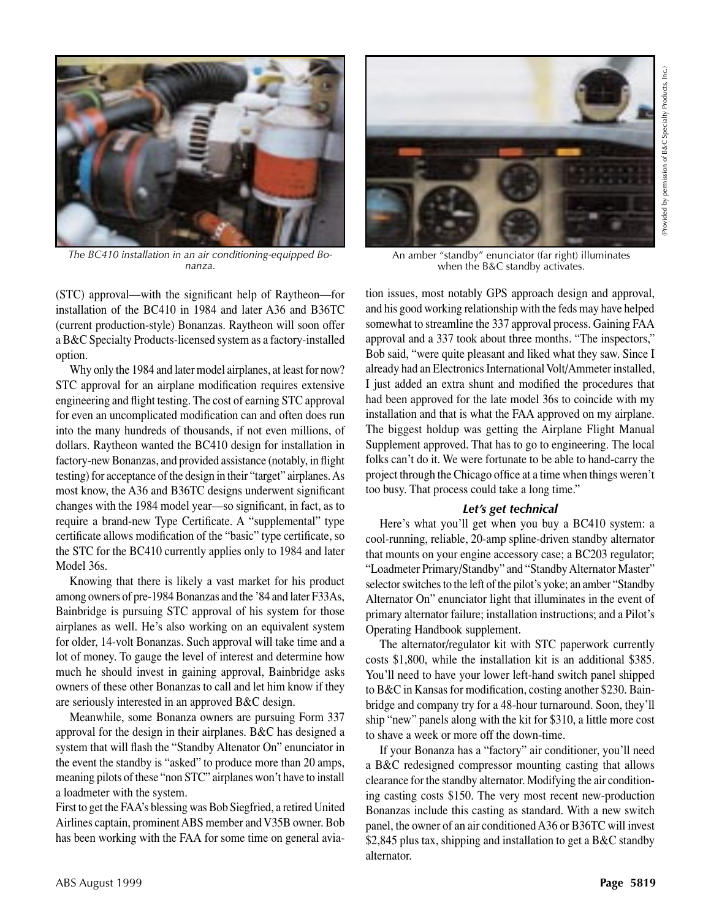The BC410 installation in an air conditioning-equipped Bonanza.

An amber "standby" enunciator (far right) illuminates when the B&C standby activates.

(Provided by permission of B&C Specialty Products, Inc.)

(STC) approval—with the significant help of Raytheon—for installation of the BC410 in 1984 and later A36 and B36TC (current production-style) Bonanzas. Raytheon will soon offer a B&C Specialty Products-licensed system as a factory-installed option.

Why only the 1984 and later model airplanes, at least for now? STC approval for an airplane modification requires extensive engineering and flight testing. The cost of earning STC approval for even an uncomplicated modification can and often does run into the many hundreds of thousands, if not even millions, of dollars. Raytheon wanted the BC410 design for installation in factory-new Bonanzas, and provided assistance (notably, in flight testing) for acceptance of the design in their "target" airplanes. As most know, the A36 and B36TC designs underwent significant changes with the 1984 model year—so significant, in fact, as to require a brand-new Type Certificate. A "supplemental" type certificate allows modification of the "basic" type certificate, so the STC for the BC410 currently applies only to 1984 and later Model 36s.

Knowing that there is likely a vast market for his product among owners of pre-1984 Bonanzas and the '84 and later F33As, Bainbridge is pursuing STC approval of his system for those airplanes as well. He's also working on an equivalent system for older, 14-volt Bonanzas. Such approval will take time and a lot of money. To gauge the level of interest and determine how much he should invest in gaining approval, Bainbridge asks owners of these other Bonanzas to call and let him know if they are seriously interested in an approved B&C design.

Meanwhile, some Bonanza owners are pursuing Form 337 approval for the design in their airplanes. B&C has designed a system that will flash the "Standby Altenator On" enunciator in the event the standby is "asked" to produce more than 20 amps, meaning pilots of these "non STC" airplanes won't have to install a loadmeter with the system.

First to get the FAA's blessing was Bob Siegfried, a retired United Airlines captain, prominent ABS member and V35B owner. Bob has been working with the FAA for some time on general aviation issues, most notably GPS approach design and approval, and his good working relationship with the feds may have helped somewhat to streamline the 337 approval process. Gaining FAA approval and a 337 took about three months. "The inspectors," Bob said, "were quite pleasant and liked what they saw. Since I already had an Electronics International Volt/Ammeter installed, I just added an extra shunt and modified the procedures that had been approved for the late model 36s to coincide with my installation and that is what the FAA approved on my airplane. The biggest holdup was getting the Airplane Flight Manual Supplement approved. That has to go to engineering. The local folks can't do it. We were fortunate to be able to hand-carry the project through the Chicago office at a time when things weren't too busy. That process could take a long time."

### *Let's get technical*

Here's what you'll get when you buy a BC410 system: a cool-running, reliable, 20-amp spline-driven standby alternator that mounts on your engine accessory case; a BC203 regulator; "Loadmeter Primary/Standby" and "Standby Alternator Master" selector switches to the left of the pilot's yoke; an amber "Standby Alternator On" enunciator light that illuminates in the event of primary alternator failure; installation instructions; and a Pilot's Operating Handbook supplement.

The alternator/regulator kit with STC paperwork currently costs $1,800, while the installation kit is an additional $385. You'll need to have your lower left-hand switch panel shipped to B&C in Kansas for modification, costing another $230. Bainbridge and company try for a 48-hour turnaround. Soon, they'll ship "new" panels along with the kit for $310, a little more cost to shave a week or more off the down-time.

If your Bonanza has a "factory" air conditioner, you'll need a B&C redesigned compressor mounting casting that allows clearance for the standby alternator. Modifying the air conditioning casting costs $150. The very most recent new-production Bonanzas include this casting as standard. With a new switch panel, the owner of an air conditioned A36 or B36TC will invest $2,845 plus tax, shipping and installation to get a B&C standby alternator.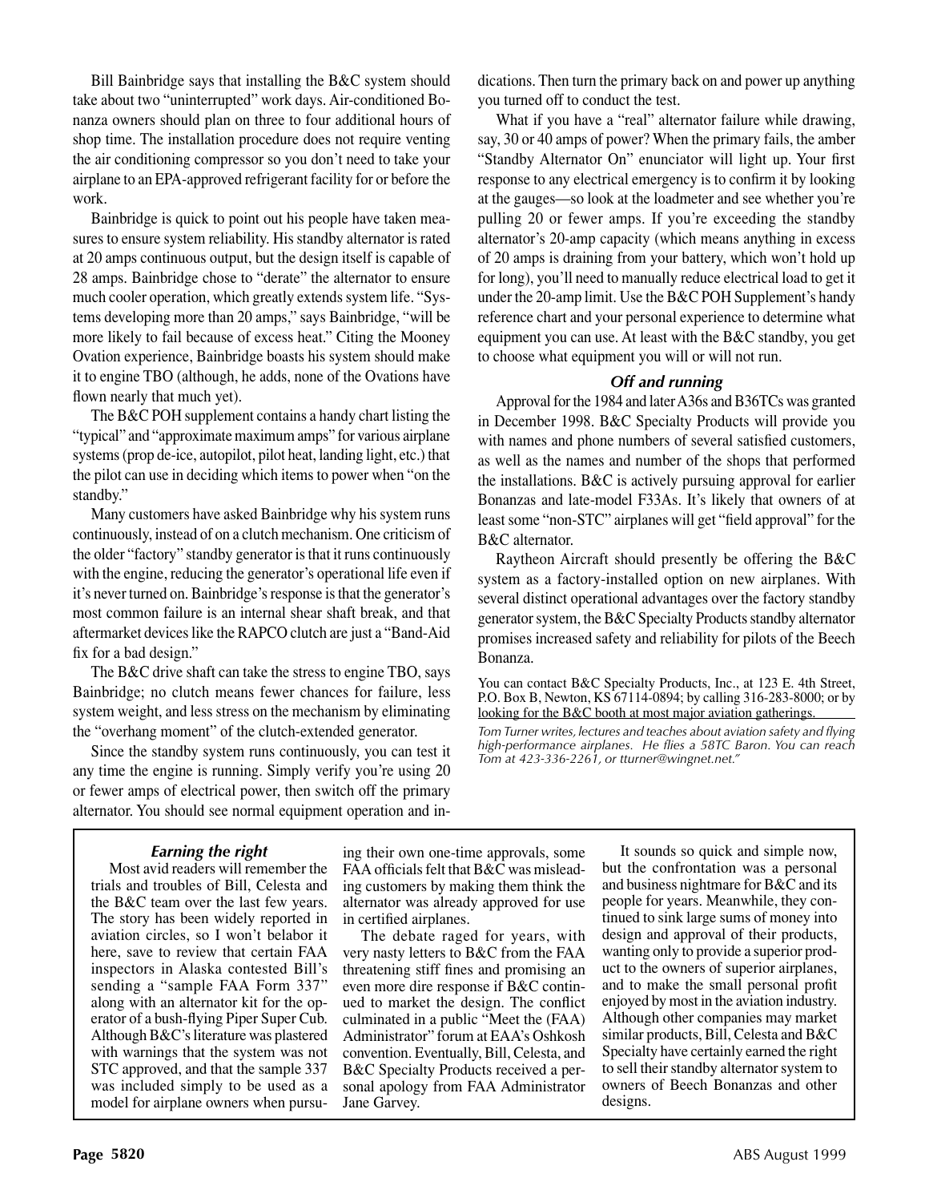Bill Bainbridge says that installing the B&C system should take about two "uninterrupted" work days. Air-conditioned Bonanza owners should plan on three to four additional hours of shop time. The installation procedure does not require venting the air conditioning compressor so you don't need to take your airplane to an EPA-approved refrigerant facility for or before the work.

Bainbridge is quick to point out his people have taken measures to ensure system reliability. His standby alternator is rated at 20 amps continuous output, but the design itself is capable of 28 amps. Bainbridge chose to "derate" the alternator to ensure much cooler operation, which greatly extends system life. "Systems developing more than 20 amps," says Bainbridge, "will be more likely to fail because of excess heat." Citing the Mooney Ovation experience, Bainbridge boasts his system should make it to engine TBO (although, he adds, none of the Ovations have flown nearly that much yet).

The B&C POH supplement contains a handy chart listing the "typical" and "approximate maximum amps" for various airplane systems (prop de-ice, autopilot, pilot heat, landing light, etc.) that the pilot can use in deciding which items to power when "on the standby."

Many customers have asked Bainbridge why his system runs continuously, instead of on a clutch mechanism. One criticism of the older "factory" standby generator is that it runs continuously with the engine, reducing the generator's operational life even if it's never turned on. Bainbridge's response is that the generator's most common failure is an internal shear shaft break, and that aftermarket devices like the RAPCO clutch are just a "Band-Aid fix for a bad design."

The B&C drive shaft can take the stress to engine TBO, says Bainbridge; no clutch means fewer chances for failure, less system weight, and less stress on the mechanism by eliminating the "overhang moment" of the clutch-extended generator.

Since the standby system runs continuously, you can test it any time the engine is running. Simply verify you're using 20 or fewer amps of electrical power, then switch off the primary alternator. You should see normal equipment operation and indications. Then turn the primary back on and power up anything you turned off to conduct the test.

What if you have a "real" alternator failure while drawing, say, 30 or 40 amps of power? When the primary fails, the amber "Standby Alternator On" enunciator will light up. Your first response to any electrical emergency is to confirm it by looking at the gauges—so look at the loadmeter and see whether you're pulling 20 or fewer amps. If you're exceeding the standby alternator's 20-amp capacity (which means anything in excess of 20 amps is draining from your battery, which won't hold up for long), you'll need to manually reduce electrical load to get it under the 20-amp limit. Use the B&C POH Supplement's handy reference chart and your personal experience to determine what equipment you can use. At least with the B&C standby, you get to choose what equipment you will or will not run.

### *Off and running*

Approval for the 1984 and later A36s and B36TCs was granted in December 1998. B&C Specialty Products will provide you with names and phone numbers of several satisfied customers, as well as the names and number of the shops that performed the installations. B&C is actively pursuing approval for earlier Bonanzas and late-model F33As. It's likely that owners of at least some "non-STC" airplanes will get "field approval" for the B&C alternator.

Raytheon Aircraft should presently be offering the B&C system as a factory-installed option on new airplanes. With several distinct operational advantages over the factory standby generator system, the B&C Specialty Products standby alternator promises increased safety and reliability for pilots of the Beech Bonanza.

You can contact B&C Specialty Products, Inc., at 123 E. 4th Street, P.O. Box B, Newton, KS 67114-0894; by calling 316-283-8000; or by looking for the B&C booth at most major aviation gatherings.

*Tom Turner writes, lectures and teaches about aviation safety and flying high-performance airplanes. He flies a 58TC Baron. You can reach Tom at 423-336-2261, or tturner@wingnet.net."*

### *Earning the right*

Most avid readers will remember the trials and troubles of Bill, Celesta and the B&C team over the last few years. The story has been widely reported in aviation circles, so I won't belabor it here, save to review that certain FAA inspectors in Alaska contested Bill's sending a "sample FAA Form 337" along with an alternator kit for the operator of a bush-flying Piper Super Cub. Although B&C's literature was plastered with warnings that the system was not STC approved, and that the sample 337 was included simply to be used as a model for airplane owners when pursuing their own one-time approvals, some FAA officials felt that B&C was misleading customers by making them think the alternator was already approved for use in certified airplanes.

The debate raged for years, with very nasty letters to B&C from the FAA threatening stiff fines and promising an even more dire response if B&C continued to market the design. The conflict culminated in a public "Meet the (FAA) Administrator" forum at EAA's Oshkosh convention. Eventually, Bill, Celesta, and B&C Specialty Products received a personal apology from FAA Administrator Jane Garvey.

It sounds so quick and simple now, but the confrontation was a personal and business nightmare for B&C and its people for years. Meanwhile, they continued to sink large sums of money into design and approval of their products, wanting only to provide a superior product to the owners of superior airplanes, and to make the small personal profit enjoyed by most in the aviation industry. Although other companies may market similar products, Bill, Celesta and B&C Specialty have certainly earned the right to sell their standby alternator system to owners of Beech Bonanzas and other designs.